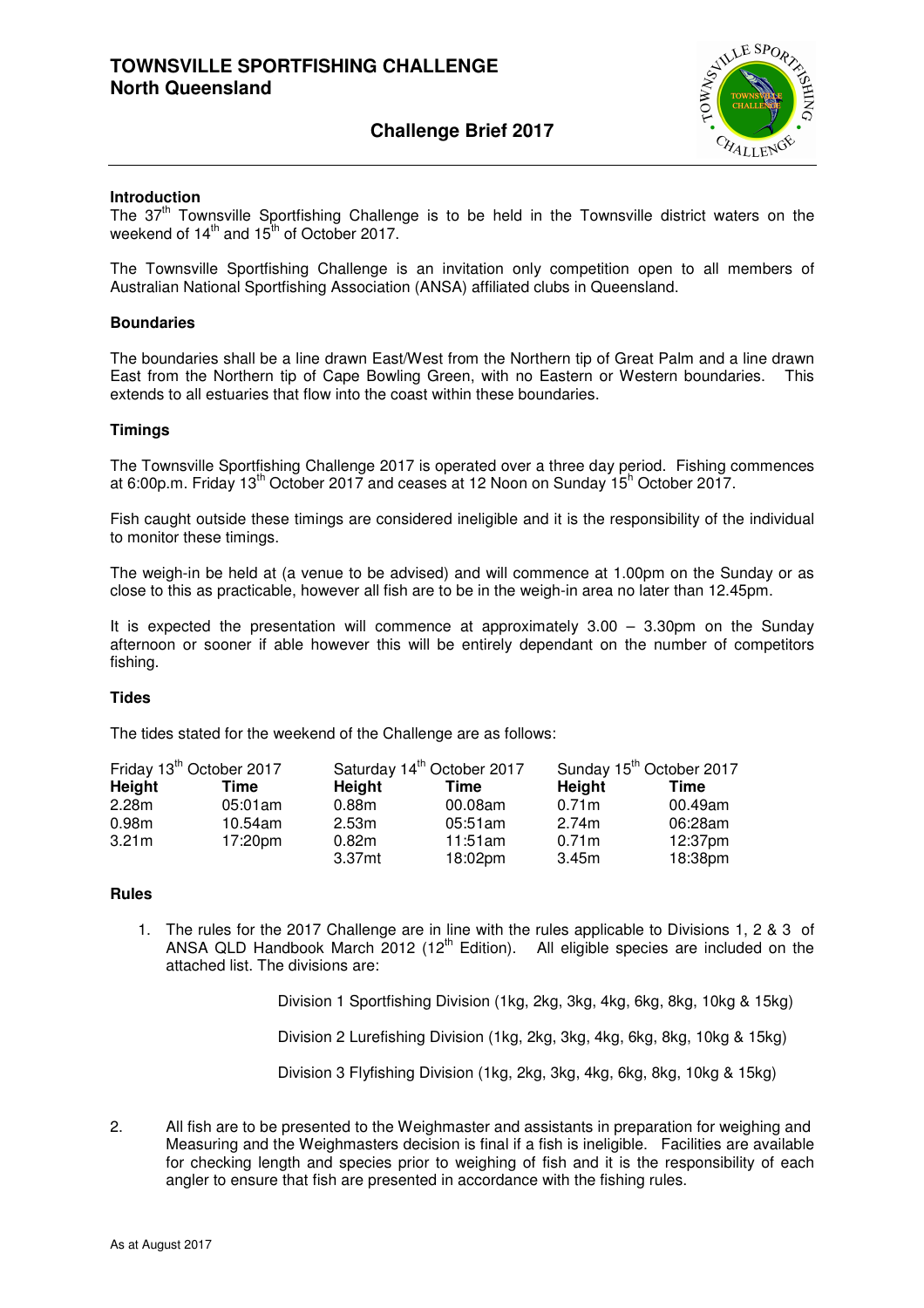# TOWNSVILLE SPORTFISHING CHALLENGE
## North Queensland

## Challenge Brief 2017

### Introduction

The 37th Townsville Sportfishing Challenge is to be held in the Townsville district waters on the weekend of 14th and 15th of October 2017.

The Townsville Sportfishing Challenge is an invitation only competition open to all members of Australian National Sportfishing Association (ANSA) affiliated clubs in Queensland.

### Boundaries

The boundaries shall be a line drawn East/West from the Northern tip of Great Palm and a line drawn East from the Northern tip of Cape Bowling Green, with no Eastern or Western boundaries. This extends to all estuaries that flow into the coast within these boundaries.

### Timings

The Townsville Sportfishing Challenge 2017 is operated over a three day period. Fishing commences at 6:00p.m. Friday 13th October 2017 and ceases at 12 Noon on Sunday 15h October 2017.

Fish caught outside these timings are considered ineligible and it is the responsibility of the individual to monitor these timings.

The weigh-in be held at (a venue to be advised) and will commence at 1.00pm on the Sunday or as close to this as practicable, however all fish are to be in the weigh-in area no later than 12.45pm.

It is expected the presentation will commence at approximately 3.00 – 3.30pm on the Sunday afternoon or sooner if able however this will be entirely dependant on the number of competitors fishing.

### Tides

The tides stated for the weekend of the Challenge are as follows:

| Friday 13th October 2017 | | Saturday 14th October 2017 | | Sunday 15th October 2017 | |
|---|---|---|---|---|---|
| **Height** | **Time** | **Height** | **Time** | **Height** | **Time** |
| 2.28m | 05:01am | 0.88m | 00.08am | 0.71m | 00.49am |
| 0.98m | 10.54am | 2.53m | 05:51am | 2.74m | 06:28am |
| 3.21m | 17:20pm | 0.82m | 11:51am | 0.71m | 12:37pm |
| | | 3.37mt | 18:02pm | 3.45m | 18:38pm |

### Rules

1. The rules for the 2017 Challenge are in line with the rules applicable to Divisions 1, 2 & 3 of ANSA QLD Handbook March 2012 (12th Edition). All eligible species are included on the attached list. The divisions are:

   Division 1 Sportfishing Division (1kg, 2kg, 3kg, 4kg, 6kg, 8kg, 10kg & 15kg)

   Division 2 Lurefishing Division (1kg, 2kg, 3kg, 4kg, 6kg, 8kg, 10kg & 15kg)

   Division 3 Flyfishing Division (1kg, 2kg, 3kg, 4kg, 6kg, 8kg, 10kg & 15kg)

2. All fish are to be presented to the Weighmaster and assistants in preparation for weighing and Measuring and the Weighmasters decision is final if a fish is ineligible. Facilities are available for checking length and species prior to weighing of fish and it is the responsibility of each angler to ensure that fish are presented in accordance with the fishing rules.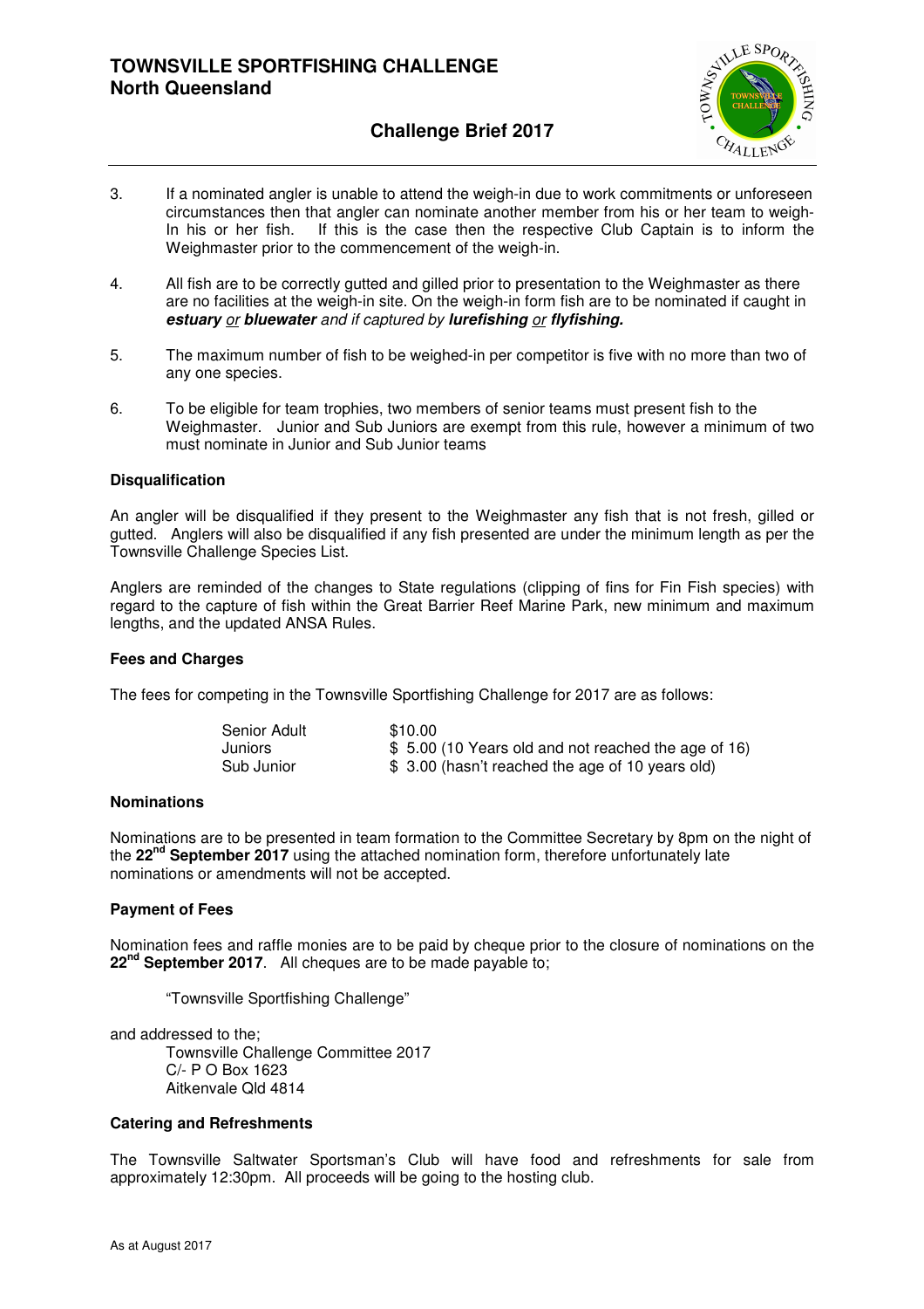3. If a nominated angler is unable to attend the weigh-in due to work commitments or unforeseen circumstances then that angler can nominate another member from his or her team to weigh-In his or her fish. If this is the case then the respective Club Captain is to inform the Weighmaster prior to the commencement of the weigh-in.

4. All fish are to be correctly gutted and gilled prior to presentation to the Weighmaster as there are no facilities at the weigh-in site. On the weigh-in form fish are to be nominated if caught in ***estuary*** *or* ***bluewater*** *and if captured by* ***lurefishing*** *or* ***flyfishing.***

5. The maximum number of fish to be weighed-in per competitor is five with no more than two of any one species.

6. To be eligible for team trophies, two members of senior teams must present fish to the Weighmaster. Junior and Sub Juniors are exempt from this rule, however a minimum of two must nominate in Junior and Sub Junior teams

### Disqualification

An angler will be disqualified if they present to the Weighmaster any fish that is not fresh, gilled or gutted. Anglers will also be disqualified if any fish presented are under the minimum length as per the Townsville Challenge Species List.

Anglers are reminded of the changes to State regulations (clipping of fins for Fin Fish species) with regard to the capture of fish within the Great Barrier Reef Marine Park, new minimum and maximum lengths, and the updated ANSA Rules.

### Fees and Charges

The fees for competing in the Townsville Sportfishing Challenge for 2017 are as follows:

| | |
|---|---|
| Senior Adult | $10.00 |
| Juniors | $ 5.00 (10 Years old and not reached the age of 16) |
| Sub Junior | $ 3.00 (hasn't reached the age of 10 years old) |

### Nominations

Nominations are to be presented in team formation to the Committee Secretary by 8pm on the night of the **22nd September 2017** using the attached nomination form, therefore unfortunately late nominations or amendments will not be accepted.

### Payment of Fees

Nomination fees and raffle monies are to be paid by cheque prior to the closure of nominations on the **22nd September 2017**. All cheques are to be made payable to;

"Townsville Sportfishing Challenge"

and addressed to the;
Townsville Challenge Committee 2017
C/- P O Box 1623
Aitkenvale Qld 4814

### Catering and Refreshments

The Townsville Saltwater Sportsman's Club will have food and refreshments for sale from approximately 12:30pm. All proceeds will be going to the hosting club.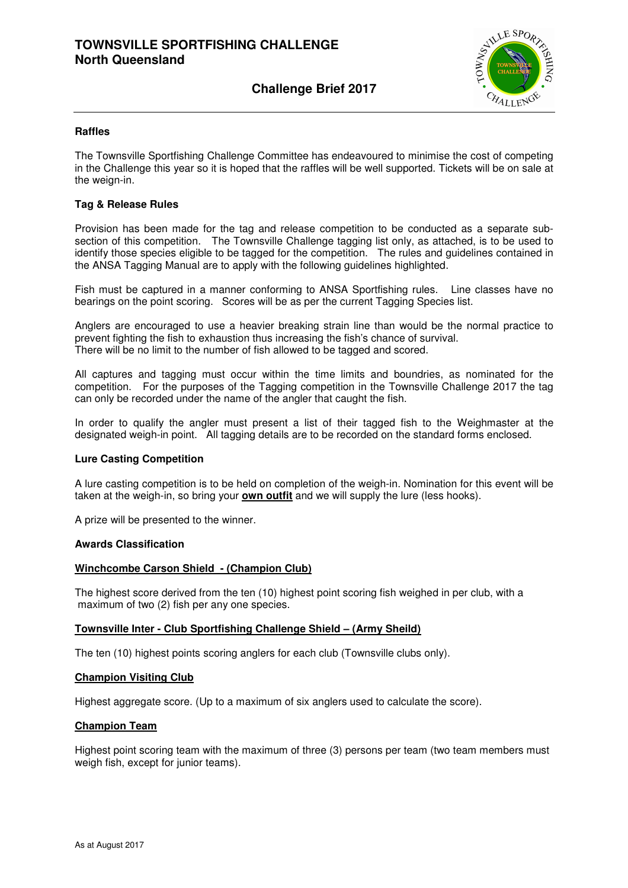## Raffles

The Townsville Sportfishing Challenge Committee has endeavoured to minimise the cost of competing in the Challenge this year so it is hoped that the raffles will be well supported. Tickets will be on sale at the weigh-in.

## Tag & Release Rules

Provision has been made for the tag and release competition to be conducted as a separate sub-section of this competition. The Townsville Challenge tagging list only, as attached, is to be used to identify those species eligible to be tagged for the competition. The rules and guidelines contained in the ANSA Tagging Manual are to apply with the following guidelines highlighted.

Fish must be captured in a manner conforming to ANSA Sportfishing rules. Line classes have no bearings on the point scoring. Scores will be as per the current Tagging Species list.

Anglers are encouraged to use a heavier breaking strain line than would be the normal practice to prevent fighting the fish to exhaustion thus increasing the fish's chance of survival.
There will be no limit to the number of fish allowed to be tagged and scored.

All captures and tagging must occur within the time limits and boundries, as nominated for the competition. For the purposes of the Tagging competition in the Townsville Challenge 2017 the tag can only be recorded under the name of the angler that caught the fish.

In order to qualify the angler must present a list of their tagged fish to the Weighmaster at the designated weigh-in point. All tagging details are to be recorded on the standard forms enclosed.

## Lure Casting Competition

A lure casting competition is to be held on completion of the weigh-in. Nomination for this event will be taken at the weigh-in, so bring your **own outfit** and we will supply the lure (less hooks).

A prize will be presented to the winner.

## Awards Classification

### Winchcombe Carson Shield - (Champion Club)

The highest score derived from the ten (10) highest point scoring fish weighed in per club, with a maximum of two (2) fish per any one species.

### Townsville Inter - Club Sportfishing Challenge Shield – (Army Sheild)

The ten (10) highest points scoring anglers for each club (Townsville clubs only).

### Champion Visiting Club

Highest aggregate score. (Up to a maximum of six anglers used to calculate the score).

### Champion Team

Highest point scoring team with the maximum of three (3) persons per team (two team members must weigh fish, except for junior teams).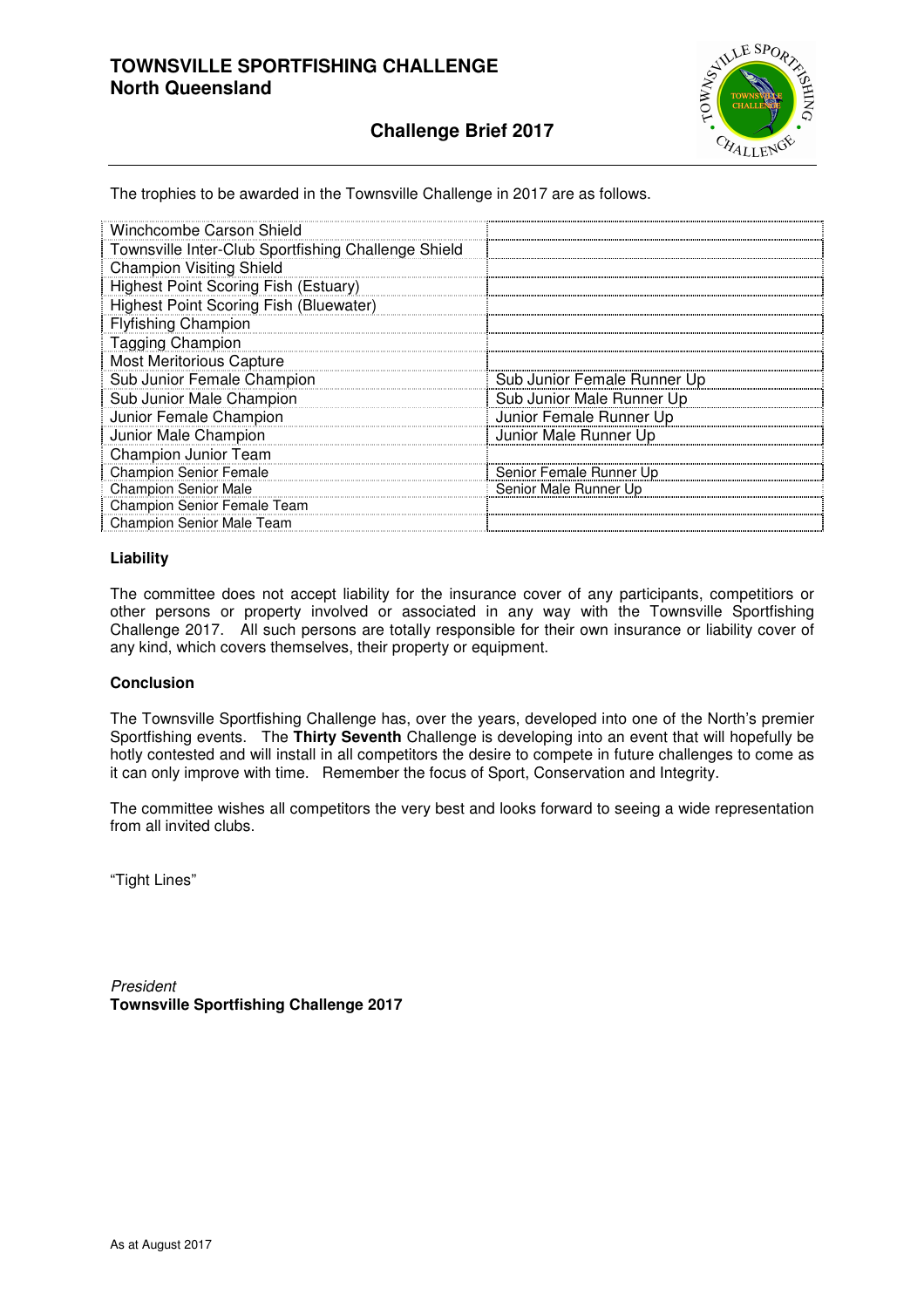# TOWNSVILLE SPORTFISHING CHALLENGE
## North Queensland

### Challenge Brief 2017

The trophies to be awarded in the Townsville Challenge in 2017 are as follows.

| | |
|---|---|
| Winchcombe Carson Shield | |
| Townsville Inter-Club Sportfishing Challenge Shield | |
| Champion Visiting Shield | |
| Highest Point Scoring Fish (Estuary) | |
| Highest Point Scoring Fish (Bluewater) | |
| Flyfishing Champion | |
| Tagging Champion | |
| Most Meritorious Capture | |
| Sub Junior Female Champion | Sub Junior Female Runner Up |
| Sub Junior Male Champion | Sub Junior Male Runner Up |
| Junior Female Champion | Junior Female Runner Up |
| Junior Male Champion | Junior Male Runner Up |
| Champion Junior Team | |
| Champion Senior Female | Senior Female Runner Up |
| Champion Senior Male | Senior Male Runner Up |
| Champion Senior Female Team | |
| Champion Senior Male Team | |

**Liability**

The committee does not accept liability for the insurance cover of any participants, competitiors or other persons or property involved or associated in any way with the Townsville Sportfishing Challenge 2017. All such persons are totally responsible for their own insurance or liability cover of any kind, which covers themselves, their property or equipment.

**Conclusion**

The Townsville Sportfishing Challenge has, over the years, developed into one of the North's premier Sportfishing events. The **Thirty Seventh** Challenge is developing into an event that will hopefully be hotly contested and will install in all competitors the desire to compete in future challenges to come as it can only improve with time. Remember the focus of Sport, Conservation and Integrity.

The committee wishes all competitors the very best and looks forward to seeing a wide representation from all invited clubs.

"Tight Lines"

*President*
**Townsville Sportfishing Challenge 2017**

As at August 2017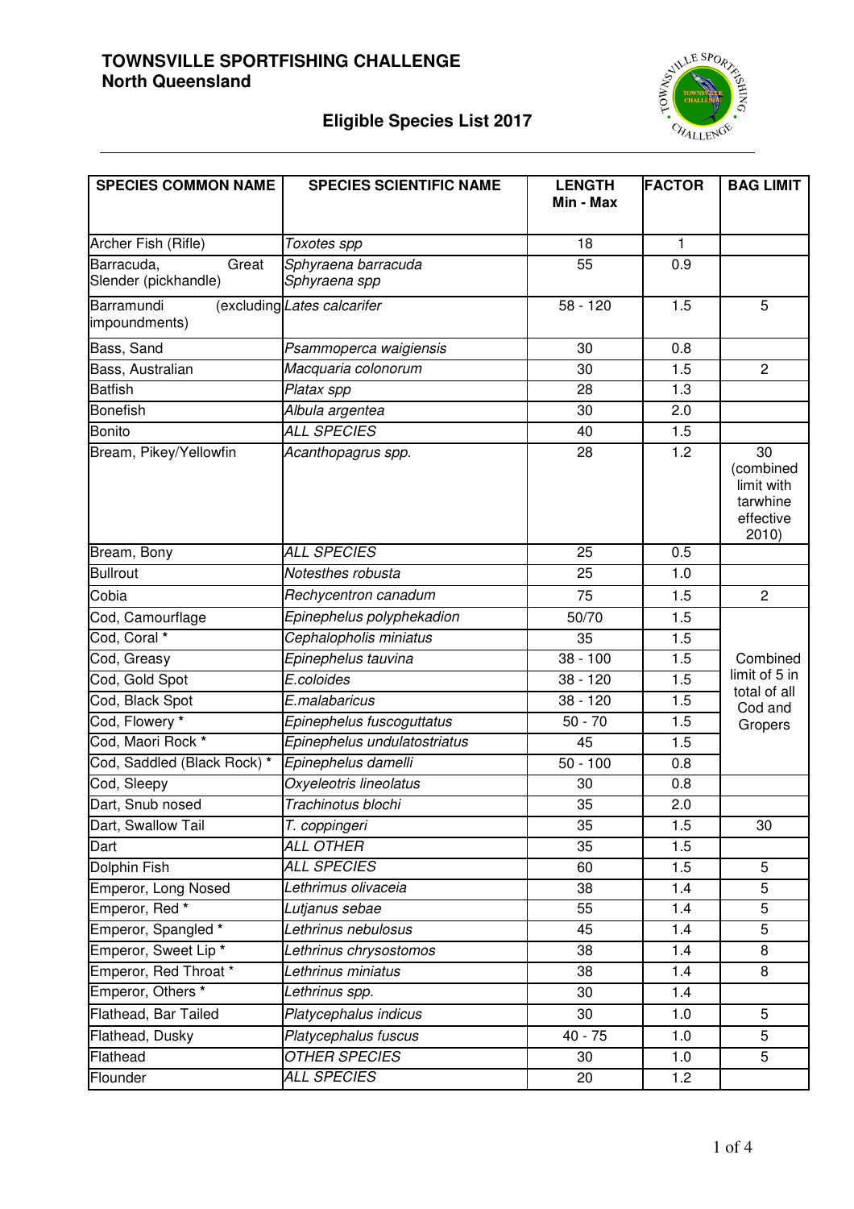# TOWNSVILLE SPORTFISHING CHALLENGE
## North Queensland

## Eligible Species List 2017

| SPECIES COMMON NAME | SPECIES SCIENTIFIC NAME | LENGTH Min - Max | FACTOR | BAG LIMIT |
|---|---|---|---|---|
| Archer Fish (Rifle) | *Toxotes spp* | 18 | 1 | |
| Barracuda, Great Slender (pickhandle) | *Sphyraena barracuda Sphyraena spp* | 55 | 0.9 | |
| Barramundi (excluding impoundments) | *Lates calcarifer* | 58 - 120 | 1.5 | 5 |
| Bass, Sand | *Psammoperca waigiensis* | 30 | 0.8 | |
| Bass, Australian | *Macquaria colonorum* | 30 | 1.5 | 2 |
| Batfish | *Platax spp* | 28 | 1.3 | |
| Bonefish | *Albula argentea* | 30 | 2.0 | |
| Bonito | *ALL SPECIES* | 40 | 1.5 | |
| Bream, Pikey/Yellowfin | *Acanthopagrus spp.* | 28 | 1.2 | 30 (combined limit with tarwhine effective 2010) |
| Bream, Bony | *ALL SPECIES* | 25 | 0.5 | |
| Bullrout | *Notesthes robusta* | 25 | 1.0 | |
| Cobia | *Rechycentron canadum* | 75 | 1.5 | 2 |
| Cod, Camourflage | *Epinephelus polyphekadion* | 50/70 | 1.5 | Combined limit of 5 in total of all Cod and Gropers |
| Cod, Coral * | *Cephalopholis miniatus* | 35 | 1.5 | |
| Cod, Greasy | *Epinephelus tauvina* | 38 - 100 | 1.5 | |
| Cod, Gold Spot | *E.coloides* | 38 - 120 | 1.5 | |
| Cod, Black Spot | *E.malabaricus* | 38 - 120 | 1.5 | |
| Cod, Flowery * | *Epinephelus fuscoguttatus* | 50 - 70 | 1.5 | |
| Cod, Maori Rock * | *Epinephelus undulatostriatus* | 45 | 1.5 | |
| Cod, Saddled (Black Rock) * | *Epinephelus damelli* | 50 - 100 | 0.8 | |
| Cod, Sleepy | *Oxyeleotris lineolatus* | 30 | 0.8 | |
| Dart, Snub nosed | *Trachinotus blochi* | 35 | 2.0 | |
| Dart, Swallow Tail | *T. coppingeri* | 35 | 1.5 | 30 |
| Dart | *ALL OTHER* | 35 | 1.5 | |
| Dolphin Fish | *ALL SPECIES* | 60 | 1.5 | 5 |
| Emperor, Long Nosed | *Lethrimus olivaceia* | 38 | 1.4 | 5 |
| Emperor, Red * | *Lutjanus sebae* | 55 | 1.4 | 5 |
| Emperor, Spangled * | *Lethrinus nebulosus* | 45 | 1.4 | 5 |
| Emperor, Sweet Lip * | *Lethrinus chrysostomos* | 38 | 1.4 | 8 |
| Emperor, Red Throat * | *Lethrinus miniatus* | 38 | 1.4 | 8 |
| Emperor, Others * | *Lethrinus spp.* | 30 | 1.4 | |
| Flathead, Bar Tailed | *Platycephalus indicus* | 30 | 1.0 | 5 |
| Flathead, Dusky | *Platycephalus fuscus* | 40 - 75 | 1.0 | 5 |
| Flathead | *OTHER SPECIES* | 30 | 1.0 | 5 |
| Flounder | *ALL SPECIES* | 20 | 1.2 | |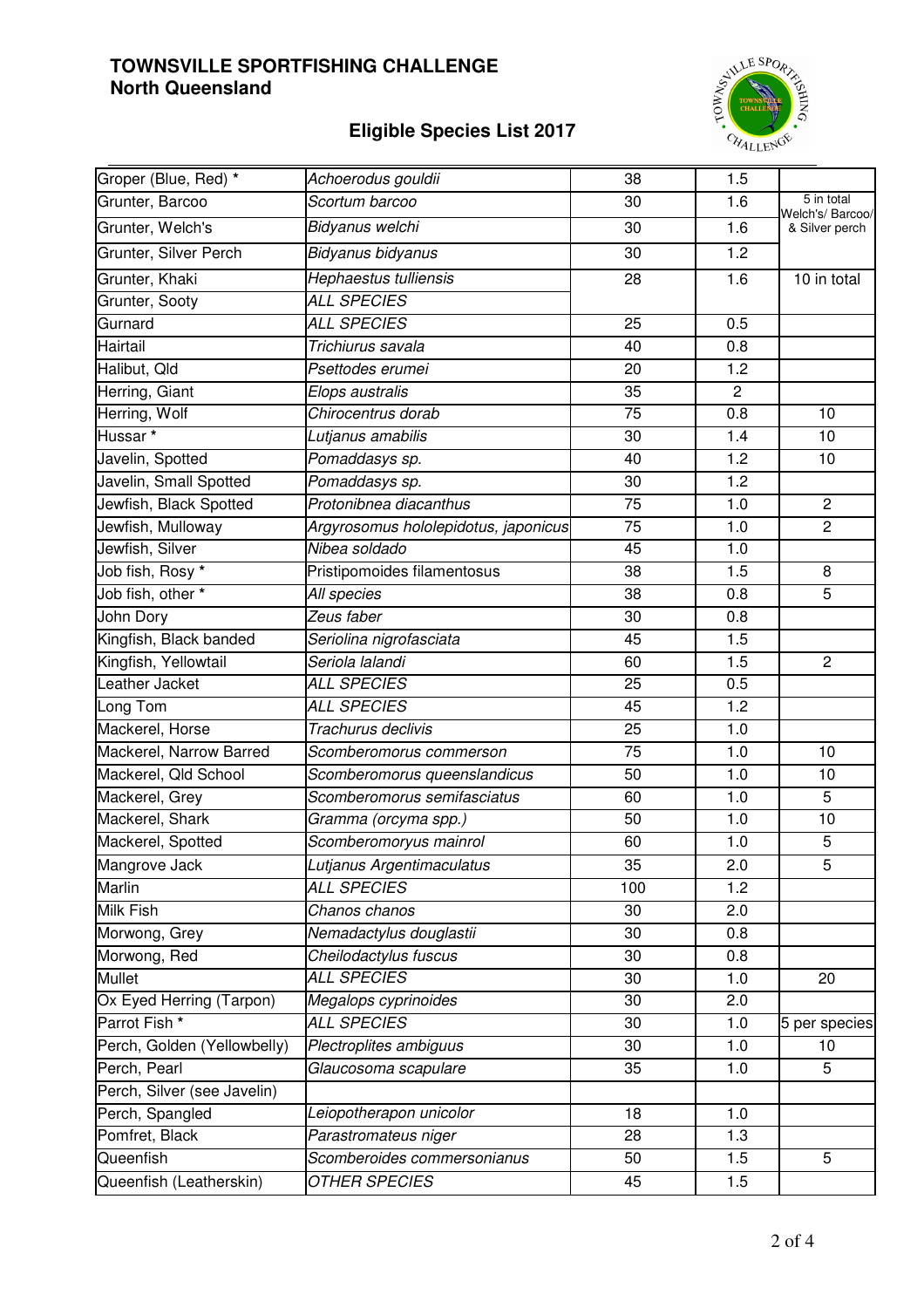**TOWNSVILLE SPORTFISHING CHALLENGE**
**North Queensland**

## Eligible Species List 2017

| | | | | |
|---|---|---|---|---|
| Groper (Blue, Red) * | *Achoerodus gouldii* | 38 | 1.5 | |
| Grunter, Barcoo | *Scortum barcoo* | 30 | 1.6 | 5 in total Welch's/ Barcoo/ & Silver perch |
| Grunter, Welch's | *Bidyanus welchi* | 30 | 1.6 | |
| Grunter, Silver Perch | *Bidyanus bidyanus* | 30 | 1.2 | |
| Grunter, Khaki | *Hephaestus tulliensis* | 28 | 1.6 | 10 in total |
| Grunter, Sooty | *ALL SPECIES* | | | |
| Gurnard | *ALL SPECIES* | 25 | 0.5 | |
| Hairtail | *Trichiurus savala* | 40 | 0.8 | |
| Halibut, Qld | *Psettodes erumei* | 20 | 1.2 | |
| Herring, Giant | *Elops australis* | 35 | 2 | |
| Herring, Wolf | *Chirocentrus dorab* | 75 | 0.8 | 10 |
| Hussar * | *Lutjanus amabilis* | 30 | 1.4 | 10 |
| Javelin, Spotted | *Pomaddasys sp.* | 40 | 1.2 | 10 |
| Javelin, Small Spotted | *Pomaddasys sp.* | 30 | 1.2 | |
| Jewfish, Black Spotted | *Protonibnea diacanthus* | 75 | 1.0 | 2 |
| Jewfish, Mulloway | *Argyrosomus hololepidotus, japonicus* | 75 | 1.0 | 2 |
| Jewfish, Silver | *Nibea soldado* | 45 | 1.0 | |
| Job fish, Rosy * | Pristipomoides filamentosus | 38 | 1.5 | 8 |
| Job fish, other * | *All species* | 38 | 0.8 | 5 |
| John Dory | *Zeus faber* | 30 | 0.8 | |
| Kingfish, Black banded | *Seriolina nigrofasciata* | 45 | 1.5 | |
| Kingfish, Yellowtail | *Seriola lalandi* | 60 | 1.5 | 2 |
| Leather Jacket | *ALL SPECIES* | 25 | 0.5 | |
| Long Tom | *ALL SPECIES* | 45 | 1.2 | |
| Mackerel, Horse | *Trachurus declivis* | 25 | 1.0 | |
| Mackerel, Narrow Barred | *Scomberomorus commerson* | 75 | 1.0 | 10 |
| Mackerel, Qld School | *Scomberomorus queenslandicus* | 50 | 1.0 | 10 |
| Mackerel, Grey | *Scomberomorus semifasciatus* | 60 | 1.0 | 5 |
| Mackerel, Shark | *Gramma (orcyma spp.)* | 50 | 1.0 | 10 |
| Mackerel, Spotted | *Scomberomoryus mainrol* | 60 | 1.0 | 5 |
| Mangrove Jack | *Lutjanus Argentimaculatus* | 35 | 2.0 | 5 |
| Marlin | *ALL SPECIES* | 100 | 1.2 | |
| Milk Fish | *Chanos chanos* | 30 | 2.0 | |
| Morwong, Grey | *Nemadactylus douglastii* | 30 | 0.8 | |
| Morwong, Red | *Cheilodactylus fuscus* | 30 | 0.8 | |
| Mullet | *ALL SPECIES* | 30 | 1.0 | 20 |
| Ox Eyed Herring (Tarpon) | *Megalops cyprinoides* | 30 | 2.0 | |
| Parrot Fish * | *ALL SPECIES* | 30 | 1.0 | 5 per species |
| Perch, Golden (Yellowbelly) | *Plectroplites ambiguus* | 30 | 1.0 | 10 |
| Perch, Pearl | *Glaucosoma scapulare* | 35 | 1.0 | 5 |
| Perch, Silver (see Javelin) | | | | |
| Perch, Spangled | *Leiopotherapon unicolor* | 18 | 1.0 | |
| Pomfret, Black | *Parastromateus niger* | 28 | 1.3 | |
| Queenfish | *Scomberoides commersonianus* | 50 | 1.5 | 5 |
| Queenfish (Leatherskin) | *OTHER SPECIES* | 45 | 1.5 | |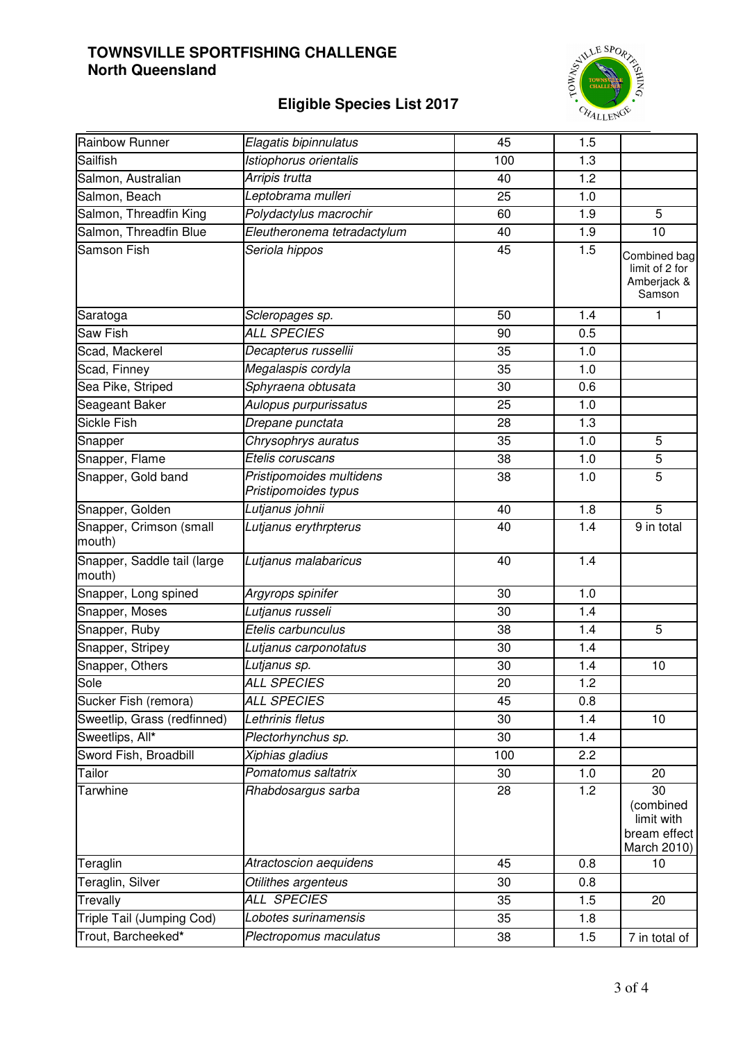# TOWNSVILLE SPORTFISHING CHALLENGE
## North Queensland

## Eligible Species List 2017

| | | | | |
|---|---|---|---|---|
| Rainbow Runner | *Elagatis bipinnulatus* | 45 | 1.5 | |
| Sailfish | *Istiophorus orientalis* | 100 | 1.3 | |
| Salmon, Australian | *Arripis trutta* | 40 | 1.2 | |
| Salmon, Beach | *Leptobrama mulleri* | 25 | 1.0 | |
| Salmon, Threadfin King | *Polydactylus macrochir* | 60 | 1.9 | 5 |
| Salmon, Threadfin Blue | *Eleutheronema tetradactylum* | 40 | 1.9 | 10 |
| Samson Fish | *Seriola hippos* | 45 | 1.5 | Combined bag limit of 2 for Amberjack & Samson |
| Saratoga | *Scleropages sp.* | 50 | 1.4 | 1 |
| Saw Fish | *ALL SPECIES* | 90 | 0.5 | |
| Scad, Mackerel | *Decapterus russellii* | 35 | 1.0 | |
| Scad, Finney | *Megalaspis cordyla* | 35 | 1.0 | |
| Sea Pike, Striped | *Sphyraena obtusata* | 30 | 0.6 | |
| Seageant Baker | *Aulopus purpurissatus* | 25 | 1.0 | |
| Sickle Fish | *Drepane punctata* | 28 | 1.3 | |
| Snapper | *Chrysophrys auratus* | 35 | 1.0 | 5 |
| Snapper, Flame | *Etelis coruscans* | 38 | 1.0 | 5 |
| Snapper, Gold band | *Pristipomoides multidens Pristipomoides typus* | 38 | 1.0 | 5 |
| Snapper, Golden | *Lutjanus johnii* | 40 | 1.8 | 5 |
| Snapper, Crimson (small mouth) | *Lutjanus erythrpterus* | 40 | 1.4 | 9 in total |
| Snapper, Saddle tail (large mouth) | *Lutjanus malabaricus* | 40 | 1.4 | |
| Snapper, Long spined | *Argyrops spinifer* | 30 | 1.0 | |
| Snapper, Moses | *Lutjanus russeli* | 30 | 1.4 | |
| Snapper, Ruby | *Etelis carbunculus* | 38 | 1.4 | 5 |
| Snapper, Stripey | *Lutjanus carponotatus* | 30 | 1.4 | |
| Snapper, Others | *Lutjanus sp.* | 30 | 1.4 | 10 |
| Sole | *ALL SPECIES* | 20 | 1.2 | |
| Sucker Fish (remora) | *ALL SPECIES* | 45 | 0.8 | |
| Sweetlip, Grass (redfinned) | *Lethrinis fletus* | 30 | 1.4 | 10 |
| Sweetlips, All* | *Plectorhynchus sp.* | 30 | 1.4 | |
| Sword Fish, Broadbill | *Xiphias gladius* | 100 | 2.2 | |
| Tailor | *Pomatomus saltatrix* | 30 | 1.0 | 20 |
| Tarwhine | *Rhabdosargus sarba* | 28 | 1.2 | 30 (combined limit with bream effect March 2010) |
| Teraglin | *Atractoscion aequidens* | 45 | 0.8 | 10 |
| Teraglin, Silver | *Otilithes argenteus* | 30 | 0.8 | |
| Trevally | *ALL SPECIES* | 35 | 1.5 | 20 |
| Triple Tail (Jumping Cod) | *Lobotes surinamensis* | 35 | 1.8 | |
| Trout, Barcheeked* | *Plectropomus maculatus* | 38 | 1.5 | 7 in total of |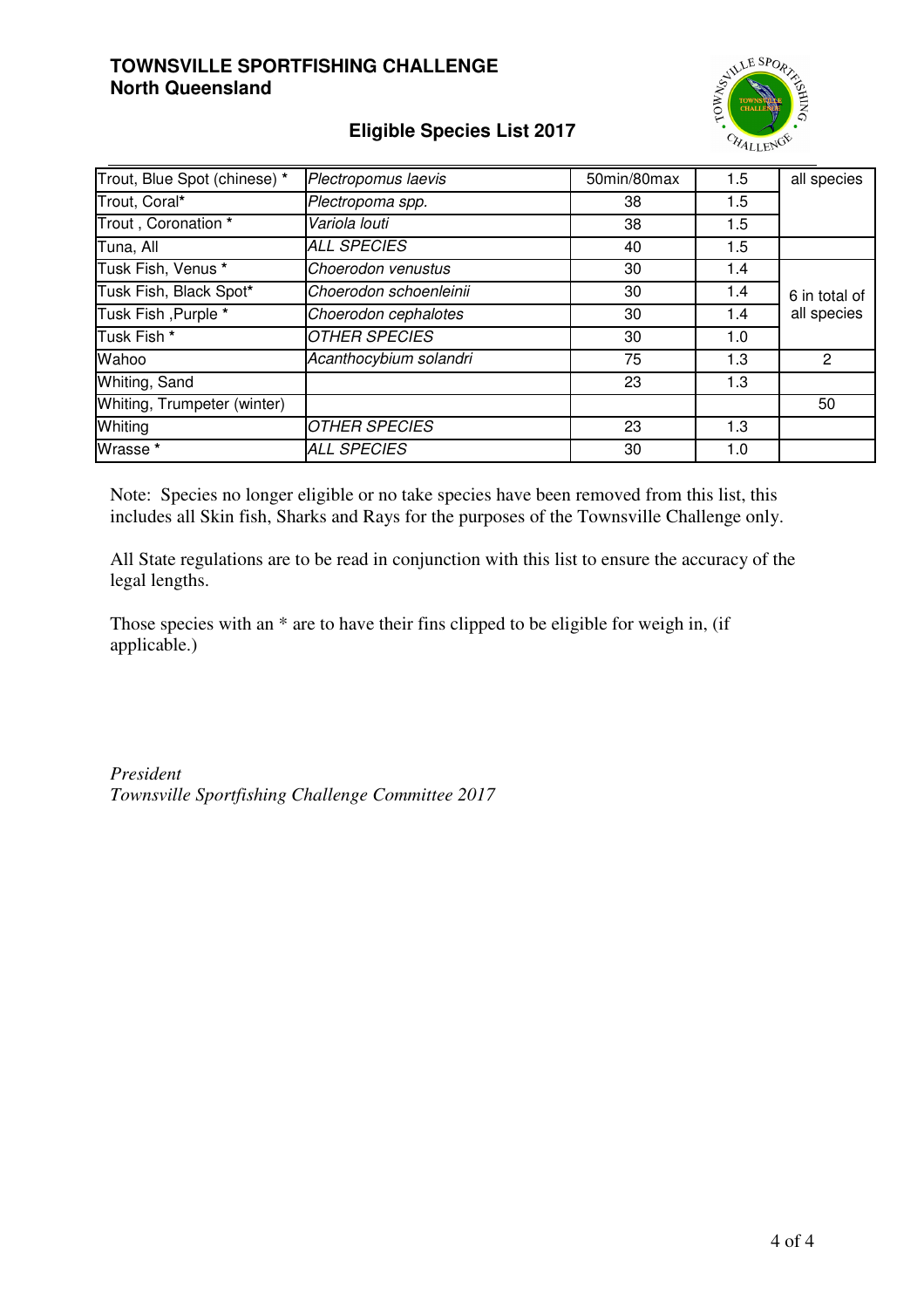# TOWNSVILLE SPORTFISHING CHALLENGE
## North Queensland

### Eligible Species List 2017

| | | | | |
|---|---|---|---|---|
| Trout, Blue Spot (chinese) * | *Plectropomus laevis* | 50min/80max | 1.5 | all species |
| Trout, Coral* | *Plectropoma spp.* | 38 | 1.5 | |
| Trout , Coronation * | *Variola louti* | 38 | 1.5 | |
| Tuna, All | *ALL SPECIES* | 40 | 1.5 | |
| Tusk Fish, Venus * | *Choerodon venustus* | 30 | 1.4 | 6 in total of all species |
| Tusk Fish, Black Spot* | *Choerodon schoenleinii* | 30 | 1.4 | |
| Tusk Fish ,Purple * | *Choerodon cephalotes* | 30 | 1.4 | |
| Tusk Fish * | *OTHER SPECIES* | 30 | 1.0 | |
| Wahoo | *Acanthocybium solandri* | 75 | 1.3 | 2 |
| Whiting, Sand | | 23 | 1.3 | |
| Whiting, Trumpeter (winter) | | | | 50 |
| Whiting | *OTHER SPECIES* | 23 | 1.3 | |
| Wrasse * | *ALL SPECIES* | 30 | 1.0 | |

Note: Species no longer eligible or no take species have been removed from this list, this includes all Skin fish, Sharks and Rays for the purposes of the Townsville Challenge only.

All State regulations are to be read in conjunction with this list to ensure the accuracy of the legal lengths.

Those species with an * are to have their fins clipped to be eligible for weigh in, (if applicable.)

*President*
*Townsville Sportfishing Challenge Committee 2017*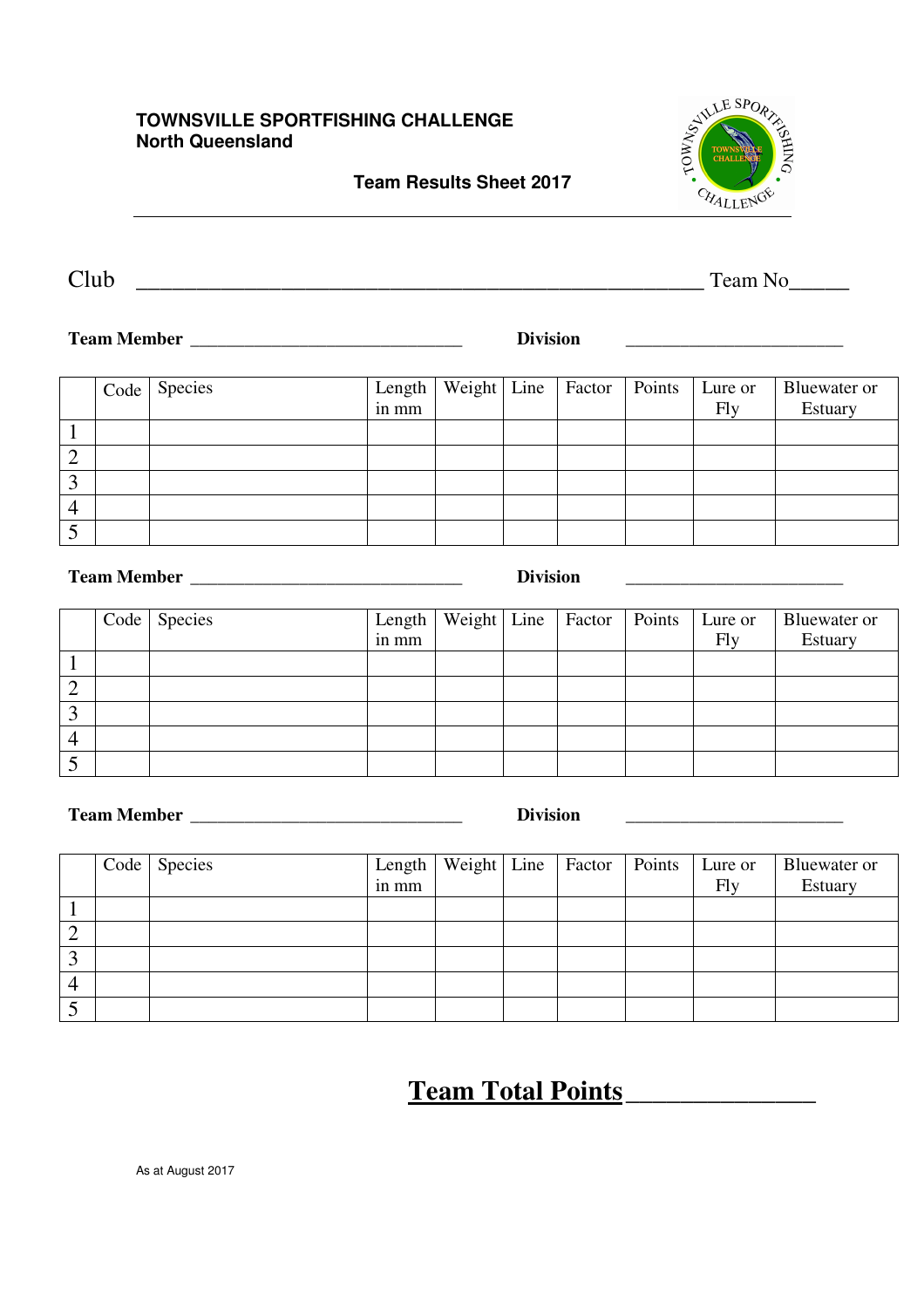**TOWNSVILLE SPORTFISHING CHALLENGE**
**North Queensland**

**Team Results Sheet 2017**

Club ______________________________________________ Team No_____

**Team Member** ____________________________ **Division** ______________________

| | Code | Species | Length in mm | Weight | Line | Factor | Points | Lure or Fly | Bluewater or Estuary |
|---|---|---|---|---|---|---|---|---|---|
| 1 | | | | | | | | | |
| 2 | | | | | | | | | |
| 3 | | | | | | | | | |
| 4 | | | | | | | | | |
| 5 | | | | | | | | | |

**Team Member** ____________________________ **Division** ______________________

| | Code | Species | Length in mm | Weight | Line | Factor | Points | Lure or Fly | Bluewater or Estuary |
|---|---|---|---|---|---|---|---|---|---|
| 1 | | | | | | | | | |
| 2 | | | | | | | | | |
| 3 | | | | | | | | | |
| 4 | | | | | | | | | |
| 5 | | | | | | | | | |

**Team Member** ____________________________ **Division** ______________________

| | Code | Species | Length in mm | Weight | Line | Factor | Points | Lure or Fly | Bluewater or Estuary |
|---|---|---|---|---|---|---|---|---|---|
| 1 | | | | | | | | | |
| 2 | | | | | | | | | |
| 3 | | | | | | | | | |
| 4 | | | | | | | | | |
| 5 | | | | | | | | | |

**Team Total Points** _______________

As at August 2017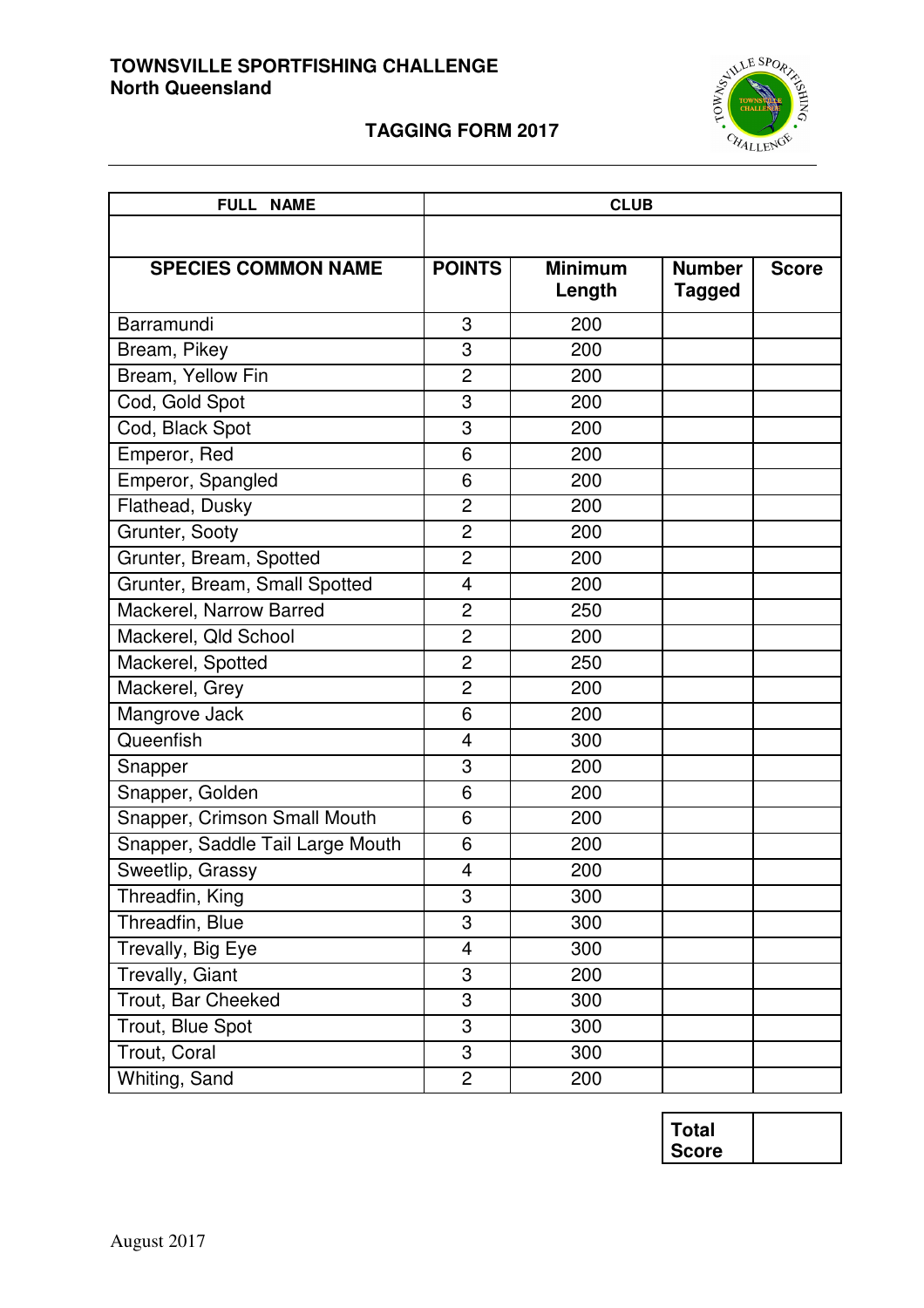**TOWNSVILLE SPORTFISHING CHALLENGE**
**North Queensland**

## TAGGING FORM 2017

| FULL NAME | CLUB | | | |
|---|---|---|---|---|
| | | | | |
| **SPECIES COMMON NAME** | **POINTS** | **Minimum Length** | **Number Tagged** | **Score** |
| Barramundi | 3 | 200 | | |
| Bream, Pikey | 3 | 200 | | |
| Bream, Yellow Fin | 2 | 200 | | |
| Cod, Gold Spot | 3 | 200 | | |
| Cod, Black Spot | 3 | 200 | | |
| Emperor, Red | 6 | 200 | | |
| Emperor, Spangled | 6 | 200 | | |
| Flathead, Dusky | 2 | 200 | | |
| Grunter, Sooty | 2 | 200 | | |
| Grunter, Bream, Spotted | 2 | 200 | | |
| Grunter, Bream, Small Spotted | 4 | 200 | | |
| Mackerel, Narrow Barred | 2 | 250 | | |
| Mackerel, Qld School | 2 | 200 | | |
| Mackerel, Spotted | 2 | 250 | | |
| Mackerel, Grey | 2 | 200 | | |
| Mangrove Jack | 6 | 200 | | |
| Queenfish | 4 | 300 | | |
| Snapper | 3 | 200 | | |
| Snapper, Golden | 6 | 200 | | |
| Snapper, Crimson Small Mouth | 6 | 200 | | |
| Snapper, Saddle Tail Large Mouth | 6 | 200 | | |
| Sweetlip, Grassy | 4 | 200 | | |
| Threadfin, King | 3 | 300 | | |
| Threadfin, Blue | 3 | 300 | | |
| Trevally, Big Eye | 4 | 300 | | |
| Trevally, Giant | 3 | 200 | | |
| Trout, Bar Cheeked | 3 | 300 | | |
| Trout, Blue Spot | 3 | 300 | | |
| Trout, Coral | 3 | 300 | | |
| Whiting, Sand | 2 | 200 | | |

| | |
|---|---|
| **Total Score** | |

August 2017